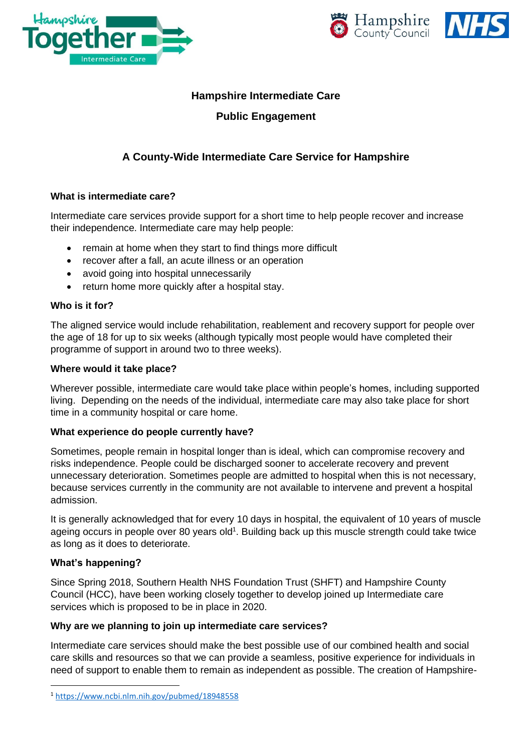# Hampshire Intermediate Care

## Public Engagement

## A County-Wide Intermediate Care Service for Hampshire

### What is intermediate care?

Intermediate care services provide support for a short time to help people recover and increase their independence. Intermediate care may help people:

- remain at home when they start to find things more difficult
- recover after a fall, an acute illness or an operation
- avoid going into hospital unnecessarily
- return home more quickly after a hospital stay.

### Who is it for?

The aligned service would include rehabilitation, reablement and recovery support for people over the age of 18 for up to six weeks (although typically most people would have completed their programme of support in around two to three weeks).

### Where would it take place?

Wherever possible, intermediate care would take place within people's homes, including supported living. Depending on the needs of the individual, intermediate care may also take place for short time in a community hospital or care home.

### What experience do people currently have?

Sometimes, people remain in hospital longer than is ideal, which can compromise recovery and risks independence. People could be discharged sooner to accelerate recovery and prevent unnecessary deterioration. Sometimes people are admitted to hospital when this is not necessary, because services currently in the community are not available to intervene and prevent a hospital admission.

It is generally acknowledged that for every 10 days in hospital, the equivalent of 10 years of muscle ageing occurs in people over 80 years old[1]. Building back up this muscle strength could take twice as long as it does to deteriorate.

### What's happening?

Since Spring 2018, Southern Health NHS Foundation Trust (SHFT) and Hampshire County Council (HCC), have been working closely together to develop joined up Intermediate care services which is proposed to be in place in 2020.

### Why are we planning to join up intermediate care services?

Intermediate care services should make the best possible use of our combined health and social care skills and resources so that we can provide a seamless, positive experience for individuals in need of support to enable them to remain as independent as possible. The creation of Hampshire-

[1] https://www.ncbi.nlm.nih.gov/pubmed/18948558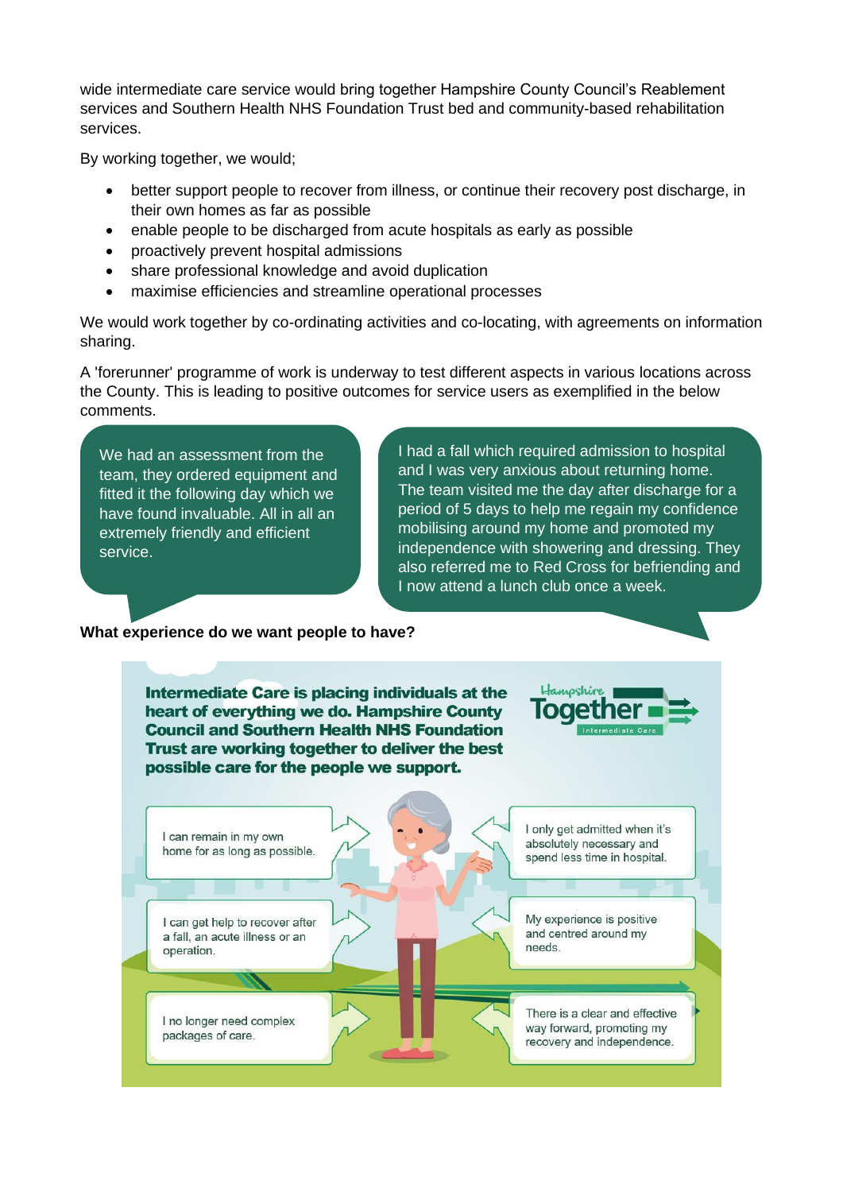wide intermediate care service would bring together Hampshire County Council's Reablement services and Southern Health NHS Foundation Trust bed and community-based rehabilitation services.

By working together, we would;

- better support people to recover from illness, or continue their recovery post discharge, in their own homes as far as possible
- enable people to be discharged from acute hospitals as early as possible
- proactively prevent hospital admissions
- share professional knowledge and avoid duplication
- maximise efficiencies and streamline operational processes

We would work together by co-ordinating activities and co-locating, with agreements on information sharing.

A 'forerunner' programme of work is underway to test different aspects in various locations across the County. This is leading to positive outcomes for service users as exemplified in the below comments.

> We had an assessment from the team, they ordered equipment and fitted it the following day which we have found invaluable. All in all an extremely friendly and efficient service.

> I had a fall which required admission to hospital and I was very anxious about returning home. The team visited me the day after discharge for a period of 5 days to help me regain my confidence mobilising around my home and promoted my independence with showering and dressing. They also referred me to Red Cross for befriending and I now attend a lunch club once a week.

**What experience do we want people to have?**

**Intermediate Care is placing individuals at the heart of everything we do. Hampshire County Council and Southern Health NHS Foundation Trust are working together to deliver the best possible care for the people we support.**

Hampshire Together – Intermediate Care

- I can remain in my own home for as long as possible.
- I can get help to recover after a fall, an acute illness or an operation.
- I no longer need complex packages of care.
- I only get admitted when it's absolutely necessary and spend less time in hospital.
- My experience is positive and centred around my needs.
- There is a clear and effective way forward, promoting my recovery and independence.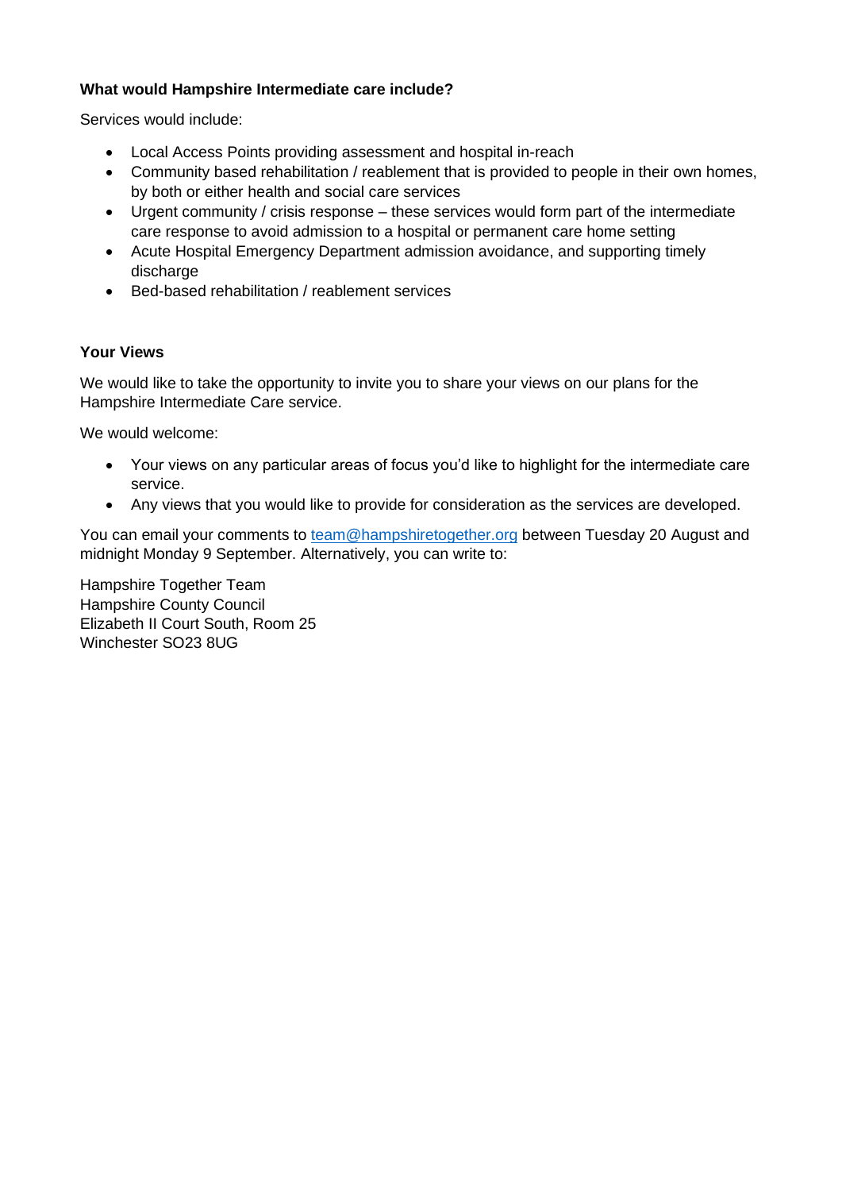**What would Hampshire Intermediate care include?**

Services would include:

- Local Access Points providing assessment and hospital in-reach
- Community based rehabilitation / reablement that is provided to people in their own homes, by both or either health and social care services
- Urgent community / crisis response – these services would form part of the intermediate care response to avoid admission to a hospital or permanent care home setting
- Acute Hospital Emergency Department admission avoidance, and supporting timely discharge
- Bed-based rehabilitation / reablement services

**Your Views**

We would like to take the opportunity to invite you to share your views on our plans for the Hampshire Intermediate Care service.

We would welcome:

- Your views on any particular areas of focus you'd like to highlight for the intermediate care service.
- Any views that you would like to provide for consideration as the services are developed.

You can email your comments to [team@hampshiretogether.org](mailto:team@hampshiretogether.org) between Tuesday 20 August and midnight Monday 9 September. Alternatively, you can write to:

Hampshire Together Team
Hampshire County Council
Elizabeth II Court South, Room 25
Winchester SO23 8UG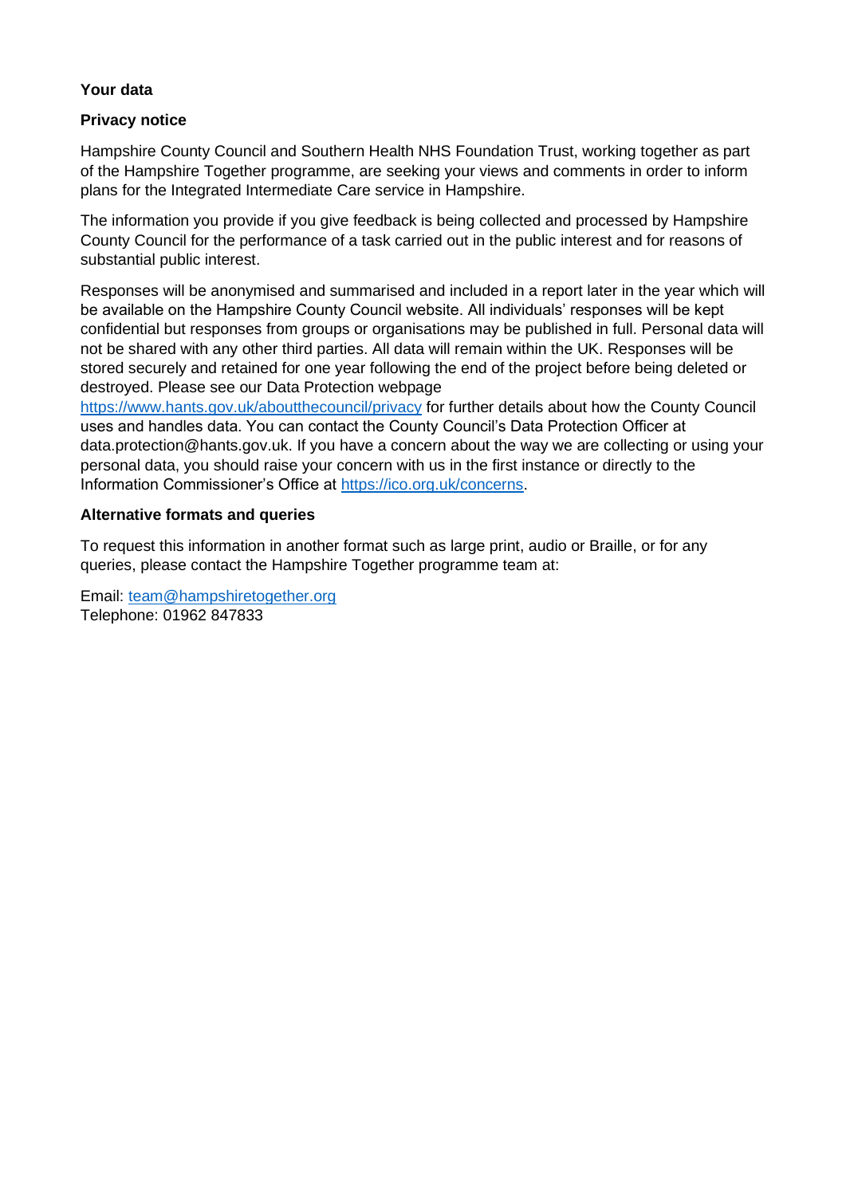**Your data**

**Privacy notice**

Hampshire County Council and Southern Health NHS Foundation Trust, working together as part of the Hampshire Together programme, are seeking your views and comments in order to inform plans for the Integrated Intermediate Care service in Hampshire.

The information you provide if you give feedback is being collected and processed by Hampshire County Council for the performance of a task carried out in the public interest and for reasons of substantial public interest.

Responses will be anonymised and summarised and included in a report later in the year which will be available on the Hampshire County Council website. All individuals' responses will be kept confidential but responses from groups or organisations may be published in full. Personal data will not be shared with any other third parties. All data will remain within the UK. Responses will be stored securely and retained for one year following the end of the project before being deleted or destroyed. Please see our Data Protection webpage https://www.hants.gov.uk/aboutthecouncil/privacy for further details about how the County Council uses and handles data. You can contact the County Council's Data Protection Officer at data.protection@hants.gov.uk. If you have a concern about the way we are collecting or using your personal data, you should raise your concern with us in the first instance or directly to the Information Commissioner's Office at https://ico.org.uk/concerns.

**Alternative formats and queries**

To request this information in another format such as large print, audio or Braille, or for any queries, please contact the Hampshire Together programme team at:

Email: team@hampshiretogether.org
Telephone: 01962 847833